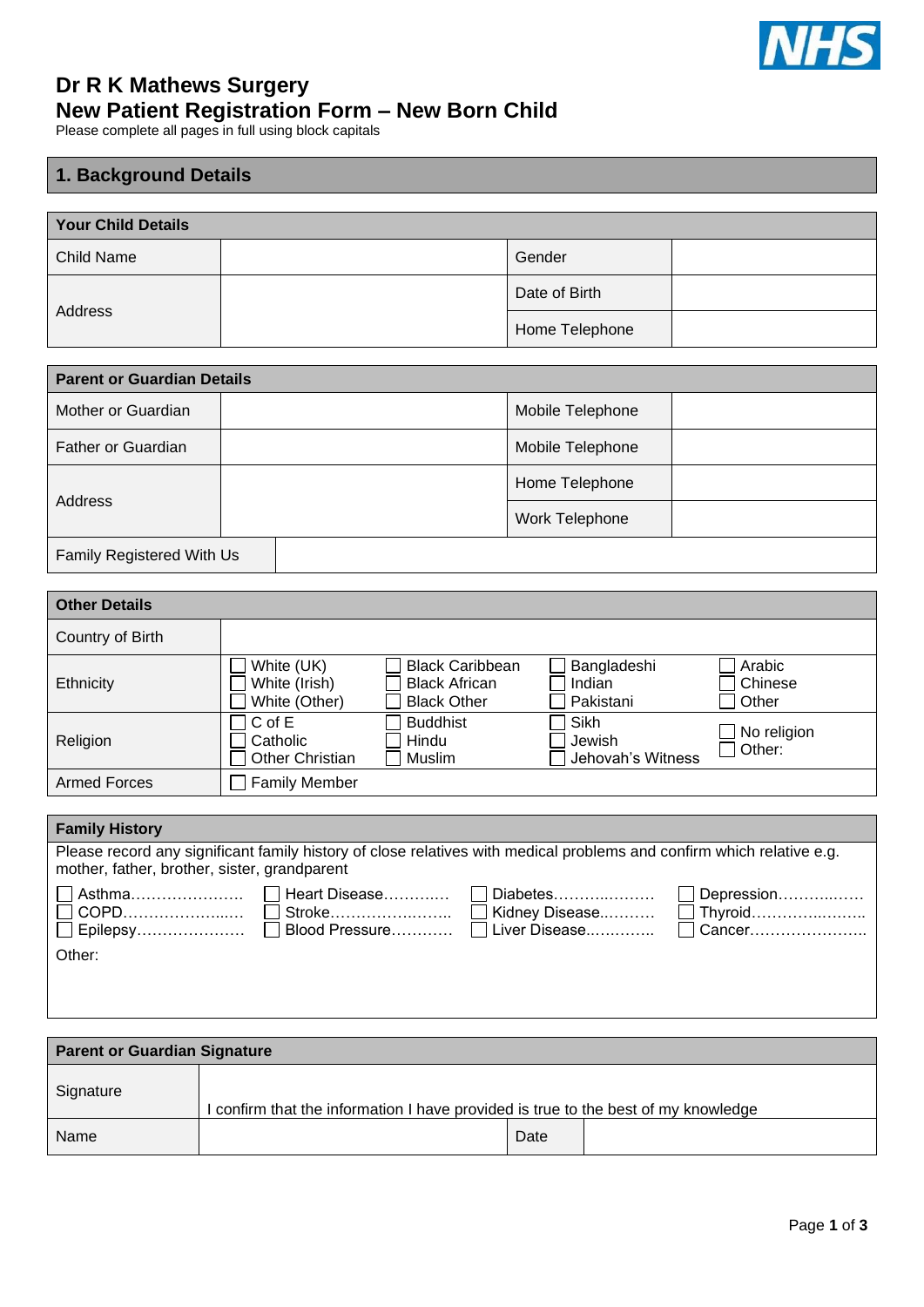NHS

# Dr R K Mathews Surgery
# New Patient Registration Form – New Born Child

Please complete all pages in full using block capitals

## 1. Background Details

| Your Child Details | | | |
|---|---|---|---|
| Child Name | | Gender | |
| Address | | Date of Birth | |
| | | Home Telephone | |

| Parent or Guardian Details | | | |
|---|---|---|---|
| Mother or Guardian | | Mobile Telephone | |
| Father or Guardian | | Mobile Telephone | |
| Address | | Home Telephone | |
| | | Work Telephone | |
| Family Registered With Us | | | |

| Other Details | | | | |
|---|---|---|---|---|
| Country of Birth | | | | |
| Ethnicity | ☐ White (UK)<br>☐ White (Irish)<br>☐ White (Other) | ☐ Black Caribbean<br>☐ Black African<br>☐ Black Other | ☐ Bangladeshi<br>☐ Indian<br>☐ Pakistani | ☐ Arabic<br>☐ Chinese<br>☐ Other |
| Religion | ☐ C of E<br>☐ Catholic<br>☐ Other Christian | ☐ Buddhist<br>☐ Hindu<br>☐ Muslim | ☐ Sikh<br>☐ Jewish<br>☐ Jehovah's Witness | ☐ No religion<br>☐ Other: |
| Armed Forces | ☐ Family Member | | | |

### Family History

Please record any significant family history of close relatives with medical problems and confirm which relative e.g. mother, father, brother, sister, grandparent

| | | | |
|---|---|---|---|
| ☐ Asthma………………… | ☐ Heart Disease………… | ☐ Diabetes………………. | ☐ Depression………….… |
| ☐ COPD………………..… | ☐ Stroke…………………. | ☐ Kidney Disease………. | ☐ Thyroid………………. |
| ☐ Epilepsy……………… | ☐ Blood Pressure………. | ☐ Liver Disease………… | ☐ Cancer………………. |

Other:

| Parent or Guardian Signature | | | |
|---|---|---|---|
| Signature | I confirm that the information I have provided is true to the best of my knowledge | | |
| Name | | Date | |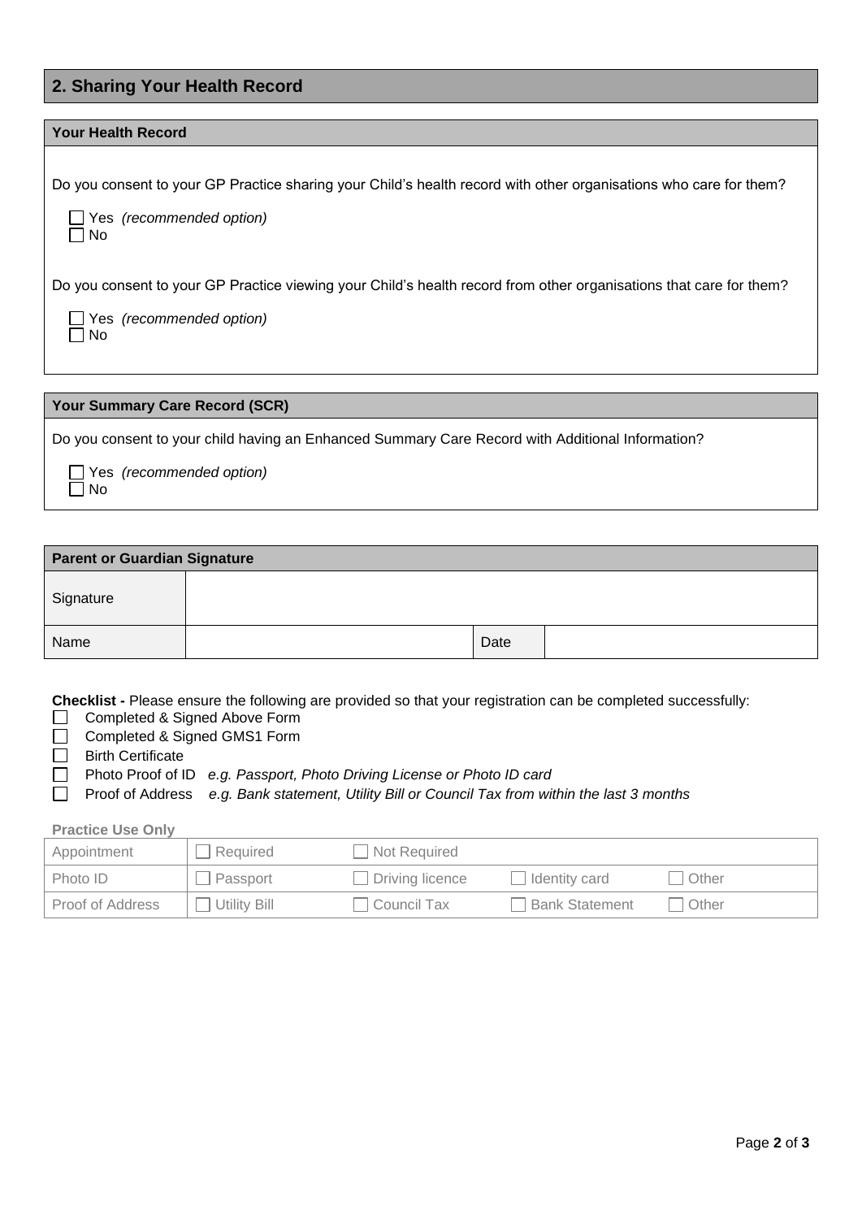## 2. Sharing Your Health Record

### Your Health Record

Do you consent to your GP Practice sharing your Child's health record with other organisations who care for them?

- ☐ Yes *(recommended option)*
- ☐ No

Do you consent to your GP Practice viewing your Child's health record from other organisations that care for them?

- ☐ Yes *(recommended option)*
- ☐ No

### Your Summary Care Record (SCR)

Do you consent to your child having an Enhanced Summary Care Record with Additional Information?

- ☐ Yes *(recommended option)*
- ☐ No

| Parent or Guardian Signature | | | |
|---|---|---|---|
| Signature | | | |
| Name | | Date | |

**Checklist -** Please ensure the following are provided so that your registration can be completed successfully:

- ☐ Completed & Signed Above Form
- ☐ Completed & Signed GMS1 Form
- ☐ Birth Certificate
- ☐ Photo Proof of ID *e.g. Passport, Photo Driving License or Photo ID card*
- ☐ Proof of Address *e.g. Bank statement, Utility Bill or Council Tax from within the last 3 months*

**Practice Use Only**

| | | | | |
|---|---|---|---|---|
| Appointment | ☐ Required | ☐ Not Required | | |
| Photo ID | ☐ Passport | ☐ Driving licence | ☐ Identity card | ☐ Other |
| Proof of Address | ☐ Utility Bill | ☐ Council Tax | ☐ Bank Statement | ☐ Other |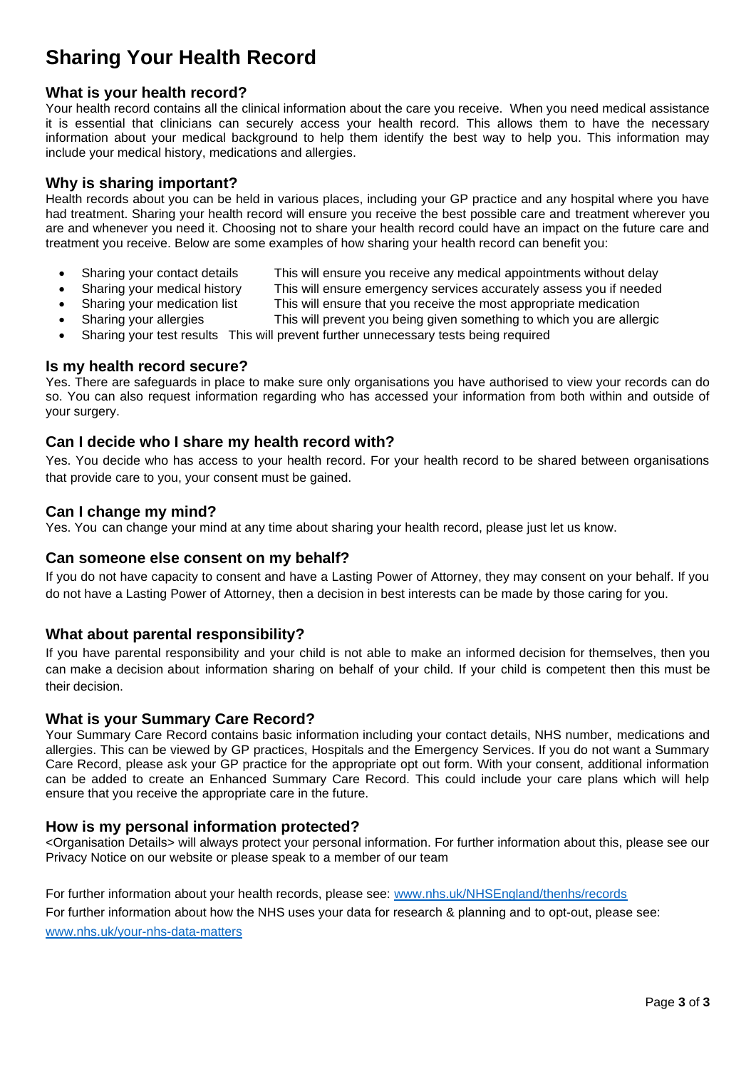# Sharing Your Health Record

## What is your health record?

Your health record contains all the clinical information about the care you receive. When you need medical assistance it is essential that clinicians can securely access your health record. This allows them to have the necessary information about your medical background to help them identify the best way to help you. This information may include your medical history, medications and allergies.

## Why is sharing important?

Health records about you can be held in various places, including your GP practice and any hospital where you have had treatment. Sharing your health record will ensure you receive the best possible care and treatment wherever you are and whenever you need it. Choosing not to share your health record could have an impact on the future care and treatment you receive. Below are some examples of how sharing your health record can benefit you:

- Sharing your contact details — This will ensure you receive any medical appointments without delay
- Sharing your medical history — This will ensure emergency services accurately assess you if needed
- Sharing your medication list — This will ensure that you receive the most appropriate medication
- Sharing your allergies — This will prevent you being given something to which you are allergic
- Sharing your test results — This will prevent further unnecessary tests being required

## Is my health record secure?

Yes. There are safeguards in place to make sure only organisations you have authorised to view your records can do so. You can also request information regarding who has accessed your information from both within and outside of your surgery.

## Can I decide who I share my health record with?

Yes. You decide who has access to your health record. For your health record to be shared between organisations that provide care to you, your consent must be gained.

## Can I change my mind?

Yes. You can change your mind at any time about sharing your health record, please just let us know.

## Can someone else consent on my behalf?

If you do not have capacity to consent and have a Lasting Power of Attorney, they may consent on your behalf. If you do not have a Lasting Power of Attorney, then a decision in best interests can be made by those caring for you.

## What about parental responsibility?

If you have parental responsibility and your child is not able to make an informed decision for themselves, then you can make a decision about information sharing on behalf of your child. If your child is competent then this must be their decision.

## What is your Summary Care Record?

Your Summary Care Record contains basic information including your contact details, NHS number, medications and allergies. This can be viewed by GP practices, Hospitals and the Emergency Services. If you do not want a Summary Care Record, please ask your GP practice for the appropriate opt out form. With your consent, additional information can be added to create an Enhanced Summary Care Record. This could include your care plans which will help ensure that you receive the appropriate care in the future.

## How is my personal information protected?

<Organisation Details> will always protect your personal information. For further information about this, please see our Privacy Notice on our website or please speak to a member of our team

For further information about your health records, please see: [www.nhs.uk/NHSEngland/thenhs/records](www.nhs.uk/NHSEngland/thenhs/records)

For further information about how the NHS uses your data for research & planning and to opt-out, please see: [www.nhs.uk/your-nhs-data-matters](www.nhs.uk/your-nhs-data-matters)